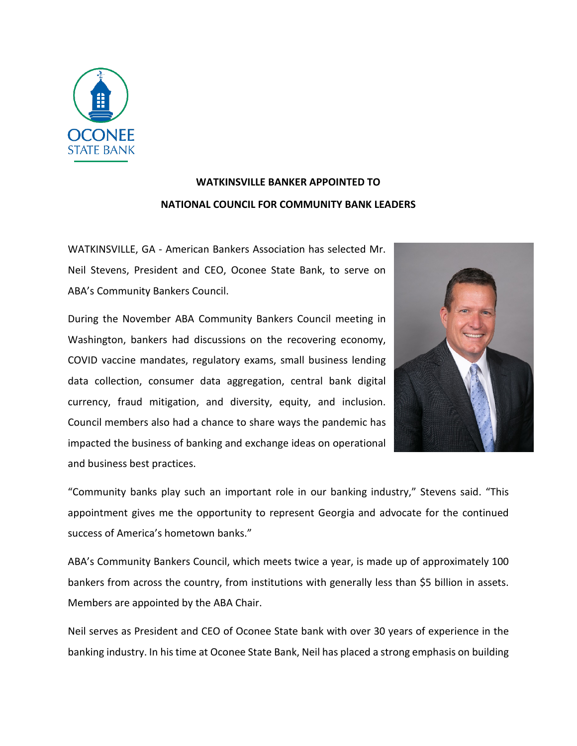OCONEE STATE BANK

## WATKINSVILLE BANKER APPOINTED TO NATIONAL COUNCIL FOR COMMUNITY BANK LEADERS

WATKINSVILLE, GA - American Bankers Association has selected Mr. Neil Stevens, President and CEO, Oconee State Bank, to serve on ABA's Community Bankers Council.

During the November ABA Community Bankers Council meeting in Washington, bankers had discussions on the recovering economy, COVID vaccine mandates, regulatory exams, small business lending data collection, consumer data aggregation, central bank digital currency, fraud mitigation, and diversity, equity, and inclusion. Council members also had a chance to share ways the pandemic has impacted the business of banking and exchange ideas on operational and business best practices.

"Community banks play such an important role in our banking industry," Stevens said. "This appointment gives me the opportunity to represent Georgia and advocate for the continued success of America's hometown banks."

ABA's Community Bankers Council, which meets twice a year, is made up of approximately 100 bankers from across the country, from institutions with generally less than $5 billion in assets. Members are appointed by the ABA Chair.

Neil serves as President and CEO of Oconee State bank with over 30 years of experience in the banking industry. In his time at Oconee State Bank, Neil has placed a strong emphasis on building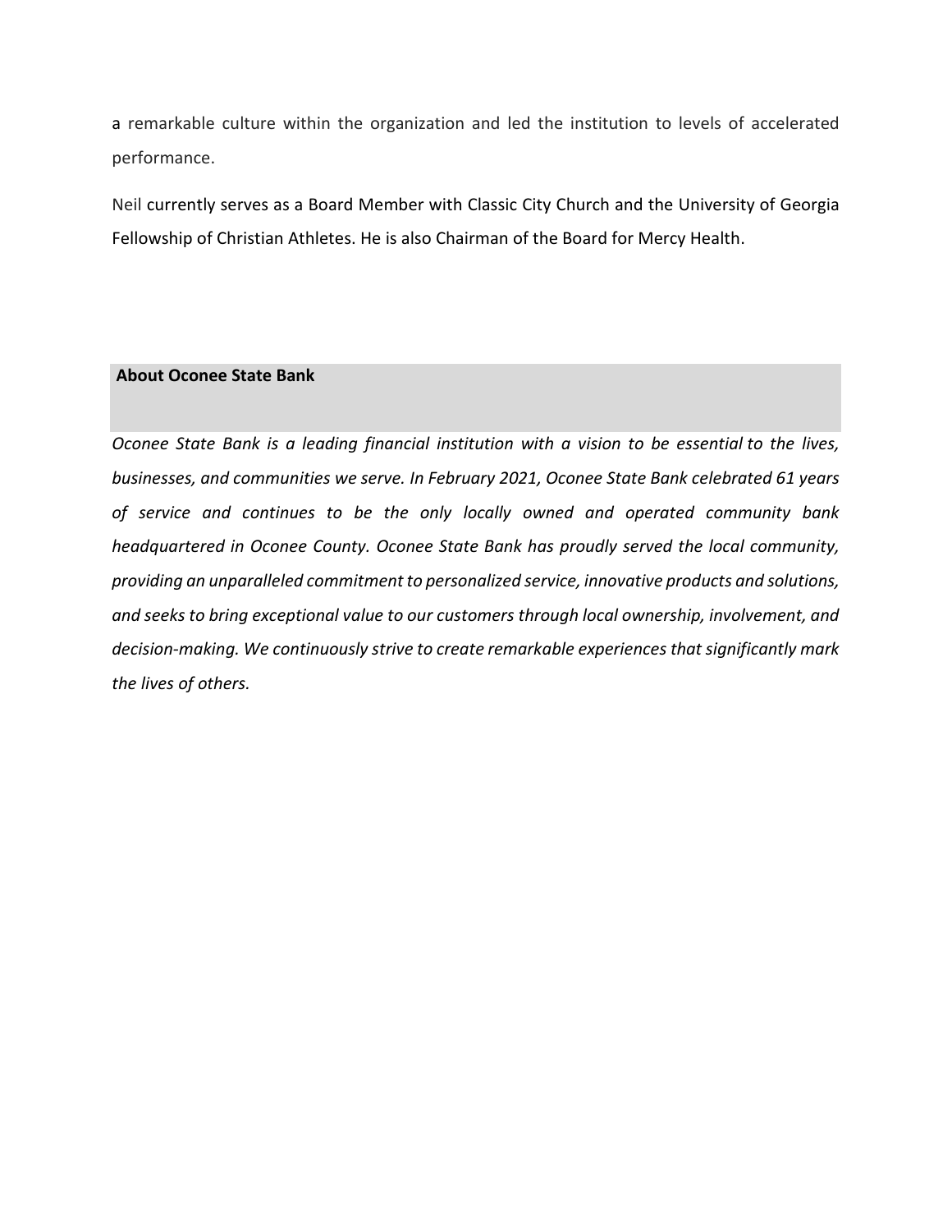a remarkable culture within the organization and led the institution to levels of accelerated performance.

Neil currently serves as a Board Member with Classic City Church and the University of Georgia Fellowship of Christian Athletes. He is also Chairman of the Board for Mercy Health.

**About Oconee State Bank**

*Oconee State Bank is a leading financial institution with a vision to be essential to the lives, businesses, and communities we serve. In February 2021, Oconee State Bank celebrated 61 years of service and continues to be the only locally owned and operated community bank headquartered in Oconee County. Oconee State Bank has proudly served the local community, providing an unparalleled commitment to personalized service, innovative products and solutions, and seeks to bring exceptional value to our customers through local ownership, involvement, and decision-making. We continuously strive to create remarkable experiences that significantly mark the lives of others.*